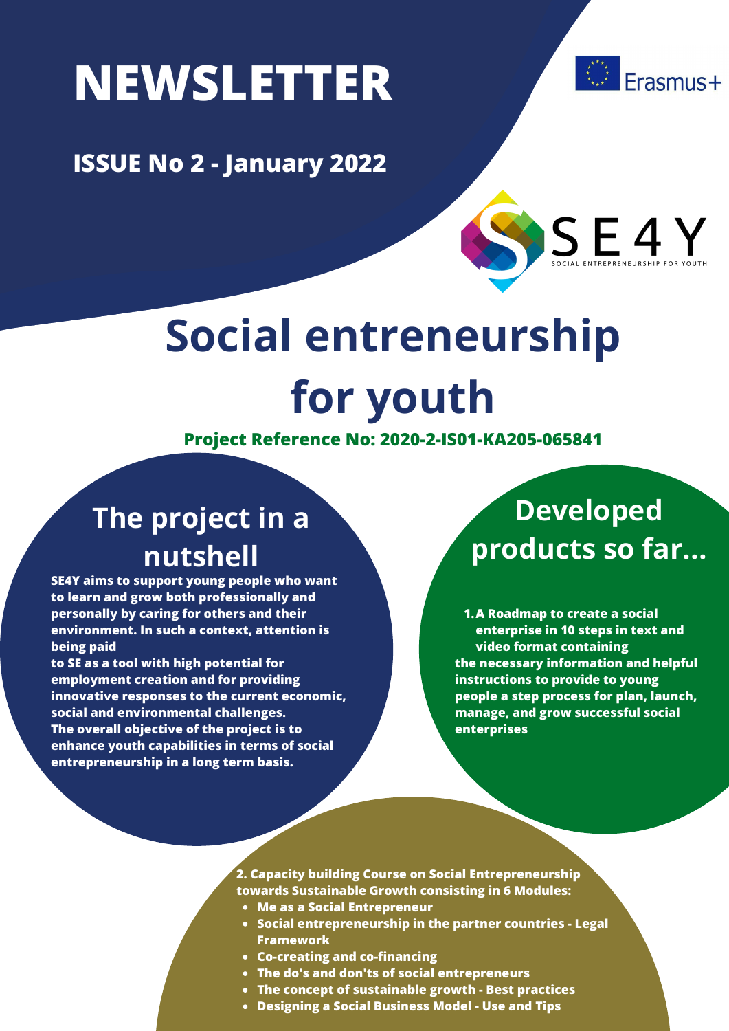# NEWSLETTER

Erasmus+

**ISSUE No 2 - January 2022**

SE4Y
SOCIAL ENTREPRENEURSHIP FOR YOUTH

# Social entreneurship for youth

**Project Reference No: 2020-2-IS01-KA205-065841**

## The project in a nutshell

**SE4Y aims to support young people who want to learn and grow both professionally and personally by caring for others and their environment. In such a context, attention is being paid to SE as a tool with high potential for employment creation and for providing innovative responses to the current economic, social and environmental challenges. The overall objective of the project is to enhance youth capabilities in terms of social entrepreneurship in a long term basis.**

## Developed products so far...

1. **A Roadmap to create a social enterprise in 10 steps in text and video format containing the necessary information and helpful instructions to provide to young people a step process for plan, launch, manage, and grow successful social enterprises**

2. **Capacity building Course on Social Entrepreneurship towards Sustainable Growth consisting in 6 Modules:**
   - **Me as a Social Entrepreneur**
   - **Social entrepreneurship in the partner countries - Legal Framework**
   - **Co-creating and co-financing**
   - **The do's and don'ts of social entrepreneurs**
   - **The concept of sustainable growth - Best practices**
   - **Designing a Social Business Model - Use and Tips**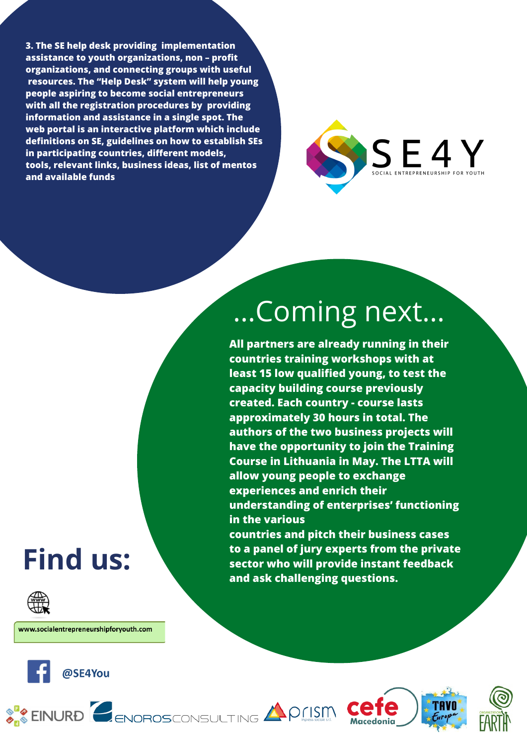**3. The SE help desk providing implementation assistance to youth organizations, non – profit organizations, and connecting groups with useful resources. The "Help Desk" system will help young people aspiring to become social entrepreneurs with all the registration procedures by providing information and assistance in a single spot. The web portal is an interactive platform which include definitions on SE, guidelines on how to establish SEs in participating countries, different models, tools, relevant links, business ideas, list of mentos and available funds**

SE4Y

SOCIAL ENTREPRENEURSHIP FOR YOUTH

# ...Coming next...

**All partners are already running in their countries training workshops with at least 15 low qualified young, to test the capacity building course previously created. Each country - course lasts approximately 30 hours in total. The authors of the two business projects will have the opportunity to join the Training Course in Lithuania in May. The LTTA will allow young people to exchange experiences and enrich their understanding of enterprises' functioning in the various countries and pitch their business cases to a panel of jury experts from the private sector who will provide instant feedback and ask challenging questions.**

# Find us:

www.socialentrepreneurshipforyouth.com

**@SE4You**

EINURD ENOROS CONSULTING prism cefe Macedonia TAVO Europa EARTH